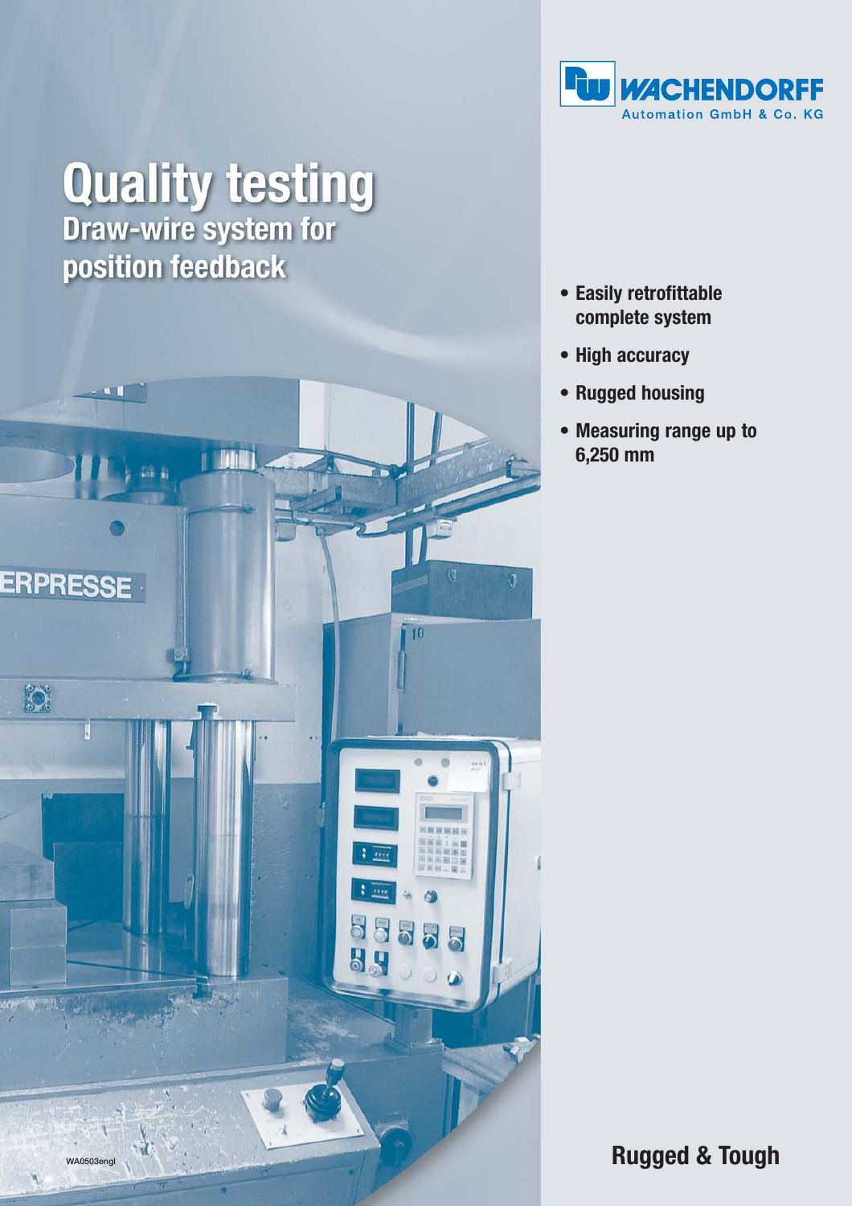WACHENDORFF
Automation GmbH & Co. KG

# Quality testing

## Draw-wire system for position feedback

- Easily retrofittable complete system
- High accuracy
- Rugged housing
- Measuring range up to 6,250 mm

WA0503engl

**Rugged & Tough**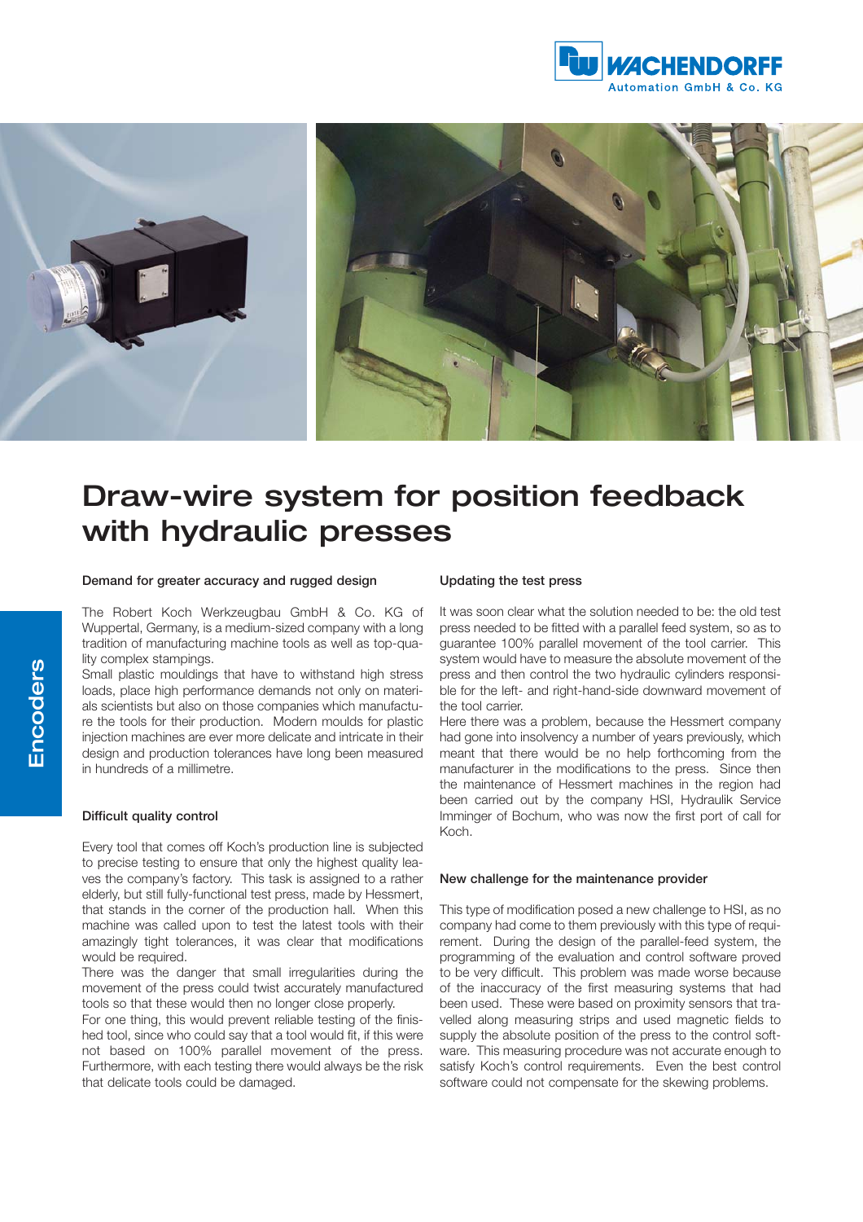# Draw-wire system for position feedback with hydraulic presses

**Demand for greater accuracy and rugged design**

The Robert Koch Werkzeugbau GmbH & Co. KG of Wuppertal, Germany, is a medium-sized company with a long tradition of manufacturing machine tools as well as top-quality complex stampings.
Small plastic mouldings that have to withstand high stress loads, place high performance demands not only on materials scientists but also on those companies which manufacture the tools for their production. Modern moulds for plastic injection machines are ever more delicate and intricate in their design and production tolerances have long been measured in hundreds of a millimetre.

**Difficult quality control**

Every tool that comes off Koch's production line is subjected to precise testing to ensure that only the highest quality leaves the company's factory. This task is assigned to a rather elderly, but still fully-functional test press, made by Hessmert, that stands in the corner of the production hall. When this machine was called upon to test the latest tools with their amazingly tight tolerances, it was clear that modifications would be required.
There was the danger that small irregularities during the movement of the press could twist accurately manufactured tools so that these would then no longer close properly.
For one thing, this would prevent reliable testing of the finished tool, since who could say that a tool would fit, if this were not based on 100% parallel movement of the press. Furthermore, with each testing there would always be the risk that delicate tools could be damaged.

**Updating the test press**

It was soon clear what the solution needed to be: the old test press needed to be fitted with a parallel feed system, so as to guarantee 100% parallel movement of the tool carrier. This system would have to measure the absolute movement of the press and then control the two hydraulic cylinders responsible for the left- and right-hand-side downward movement of the tool carrier.
Here there was a problem, because the Hessmert company had gone into insolvency a number of years previously, which meant that there would be no help forthcoming from the manufacturer in the modifications to the press. Since then the maintenance of Hessmert machines in the region had been carried out by the company HSI, Hydraulik Service Imminger of Bochum, who was now the first port of call for Koch.

**New challenge for the maintenance provider**

This type of modification posed a new challenge to HSI, as no company had come to them previously with this type of requirement. During the design of the parallel-feed system, the programming of the evaluation and control software proved to be very difficult. This problem was made worse because of the inaccuracy of the first measuring systems that had been used. These were based on proximity sensors that travelled along measuring strips and used magnetic fields to supply the absolute position of the press to the control software. This measuring procedure was not accurate enough to satisfy Koch's control requirements. Even the best control software could not compensate for the skewing problems.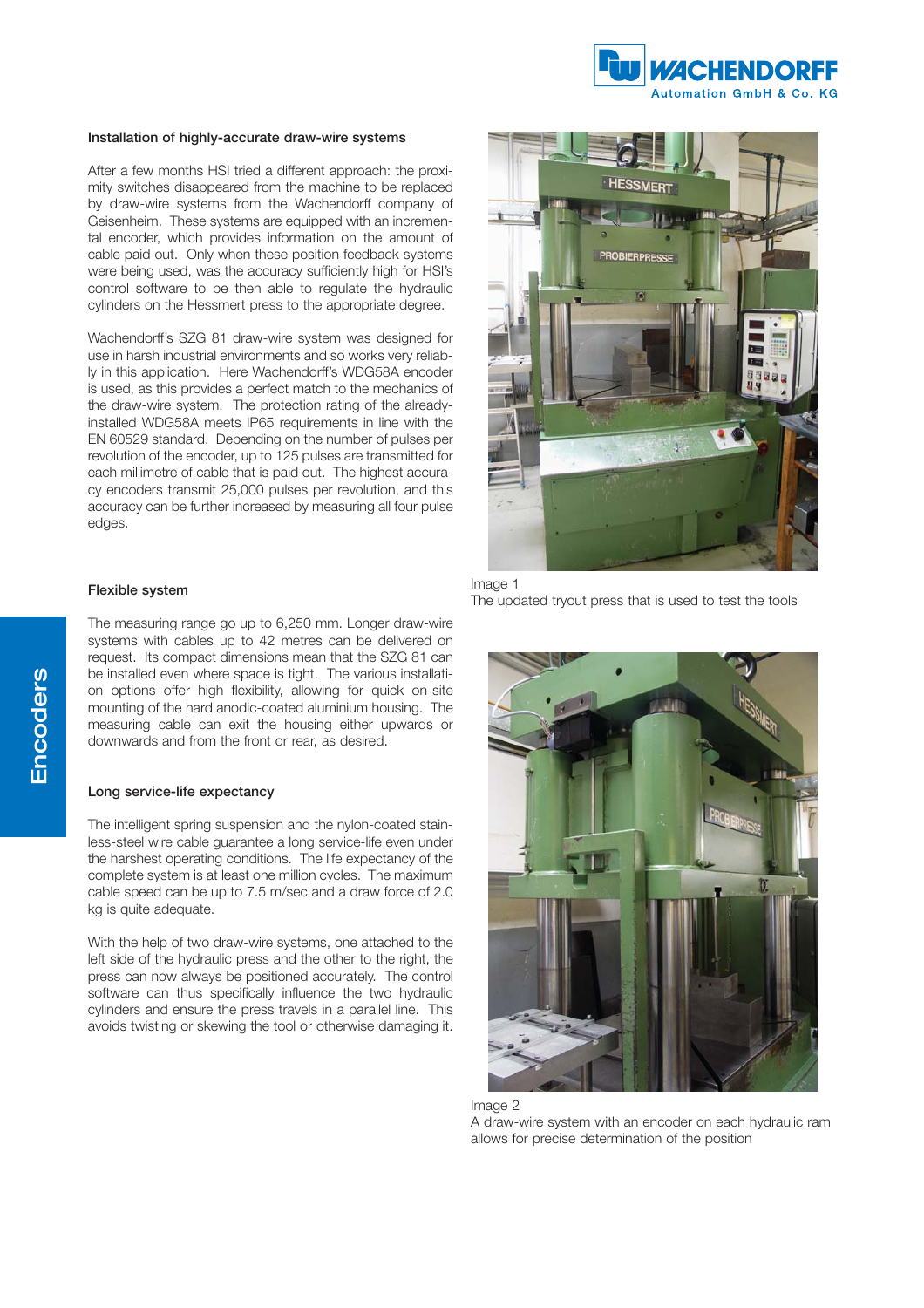### Installation of highly-accurate draw-wire systems

After a few months HSI tried a different approach: the proximity switches disappeared from the machine to be replaced by draw-wire systems from the Wachendorff company of Geisenheim. These systems are equipped with an incremental encoder, which provides information on the amount of cable paid out. Only when these position feedback systems were being used, was the accuracy sufficiently high for HSI's control software to be then able to regulate the hydraulic cylinders on the Hessmert press to the appropriate degree.

Wachendorff's SZG 81 draw-wire system was designed for use in harsh industrial environments and so works very reliably in this application. Here Wachendorff's WDG58A encoder is used, as this provides a perfect match to the mechanics of the draw-wire system. The protection rating of the already-installed WDG58A meets IP65 requirements in line with the EN 60529 standard. Depending on the number of pulses per revolution of the encoder, up to 125 pulses are transmitted for each millimetre of cable that is paid out. The highest accuracy encoders transmit 25,000 pulses per revolution, and this accuracy can be further increased by measuring all four pulse edges.

### Flexible system

The measuring range go up to 6,250 mm. Longer draw-wire systems with cables up to 42 metres can be delivered on request. Its compact dimensions mean that the SZG 81 can be installed even where space is tight. The various installation options offer high flexibility, allowing for quick on-site mounting of the hard anodic-coated aluminium housing. The measuring cable can exit the housing either upwards or downwards and from the front or rear, as desired.

### Long service-life expectancy

The intelligent spring suspension and the nylon-coated stainless-steel wire cable guarantee a long service-life even under the harshest operating conditions. The life expectancy of the complete system is at least one million cycles. The maximum cable speed can be up to 7.5 m/sec and a draw force of 2.0 kg is quite adequate.

With the help of two draw-wire systems, one attached to the left side of the hydraulic press and the other to the right, the press can now always be positioned accurately. The control software can thus specifically influence the two hydraulic cylinders and ensure the press travels in a parallel line. This avoids twisting or skewing the tool or otherwise damaging it.

Image 1
The updated tryout press that is used to test the tools

Image 2
A draw-wire system with an encoder on each hydraulic ram allows for precise determination of the position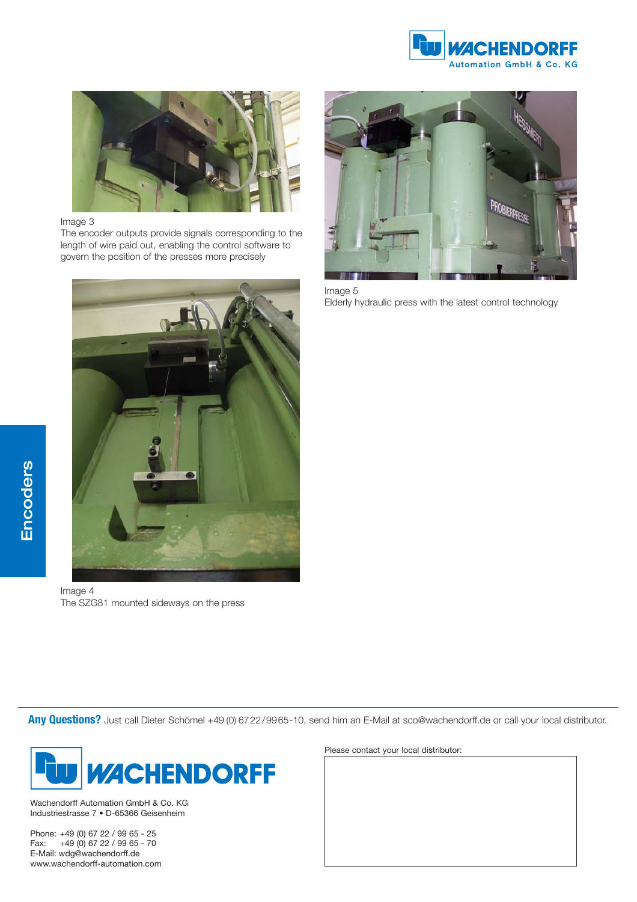Image 3
The encoder outputs provide signals corresponding to the length of wire paid out, enabling the control software to govern the position of the presses more precisely

Image 4
The SZG81 mounted sideways on the press

Image 5
Elderly hydraulic press with the latest control technology

**Any Questions?** Just call Dieter Schömel +49 (0) 6722/9965-10, send him an E-Mail at sco@wachendorff.de or call your local distributor.

Wachendorff Automation GmbH & Co. KG
Industriestrasse 7 • D-65366 Geisenheim

Phone: +49 (0) 67 22 / 99 65 - 25
Fax: +49 (0) 67 22 / 99 65 - 70
E-Mail: wdg@wachendorff.de
www.wachendorff-automation.com

Please contact your local distributor: